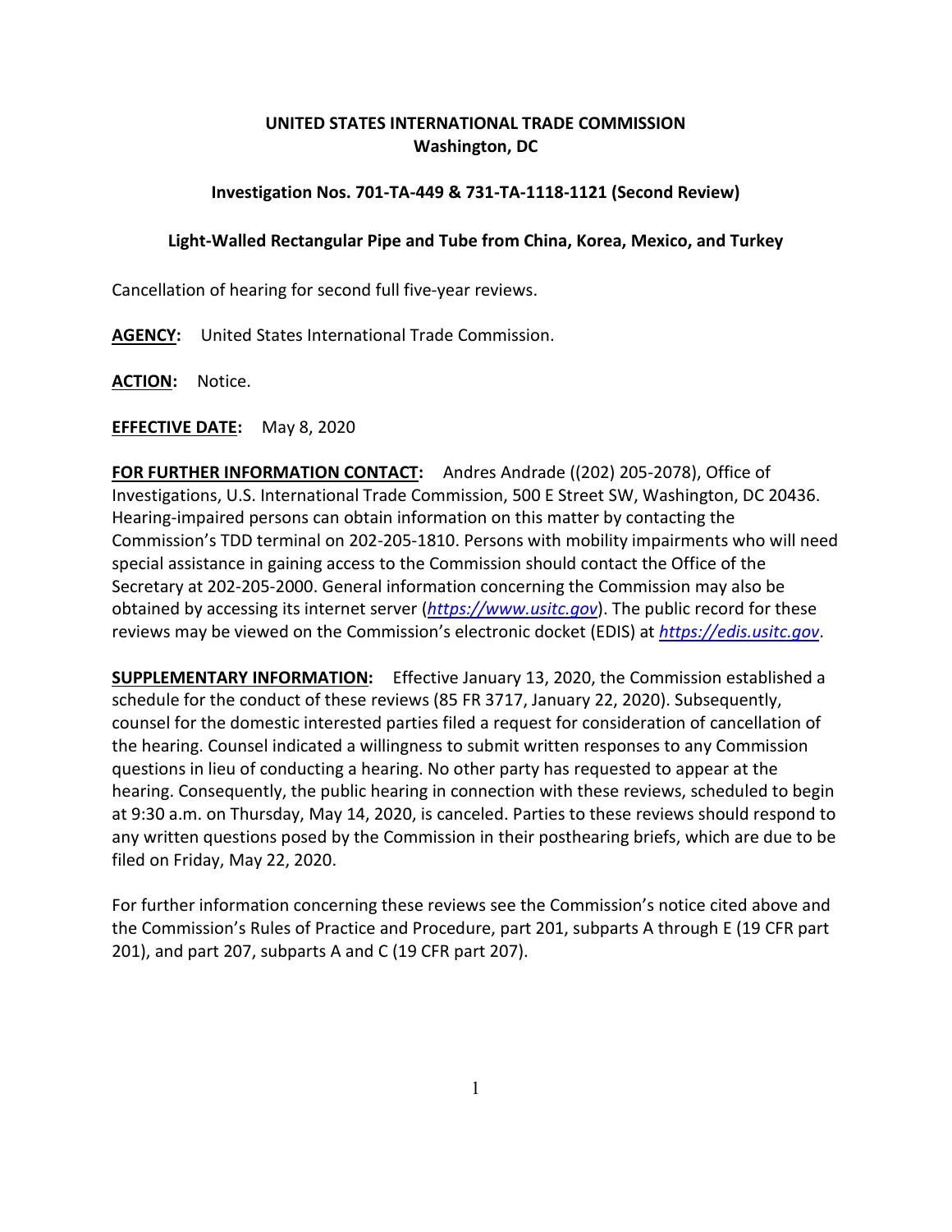**UNITED STATES INTERNATIONAL TRADE COMMISSION**
**Washington, DC**

**Investigation Nos. 701-TA-449 & 731-TA-1118-1121 (Second Review)**

**Light-Walled Rectangular Pipe and Tube from China, Korea, Mexico, and Turkey**

Cancellation of hearing for second full five-year reviews.

**AGENCY:** United States International Trade Commission.

**ACTION:** Notice.

**EFFECTIVE DATE:** May 8, 2020

**FOR FURTHER INFORMATION CONTACT:** Andres Andrade ((202) 205-2078), Office of Investigations, U.S. International Trade Commission, 500 E Street SW, Washington, DC 20436. Hearing-impaired persons can obtain information on this matter by contacting the Commission's TDD terminal on 202-205-1810. Persons with mobility impairments who will need special assistance in gaining access to the Commission should contact the Office of the Secretary at 202-205-2000. General information concerning the Commission may also be obtained by accessing its internet server (*https://www.usitc.gov*). The public record for these reviews may be viewed on the Commission's electronic docket (EDIS) at *https://edis.usitc.gov*.

**SUPPLEMENTARY INFORMATION:** Effective January 13, 2020, the Commission established a schedule for the conduct of these reviews (85 FR 3717, January 22, 2020). Subsequently, counsel for the domestic interested parties filed a request for consideration of cancellation of the hearing. Counsel indicated a willingness to submit written responses to any Commission questions in lieu of conducting a hearing. No other party has requested to appear at the hearing. Consequently, the public hearing in connection with these reviews, scheduled to begin at 9:30 a.m. on Thursday, May 14, 2020, is canceled. Parties to these reviews should respond to any written questions posed by the Commission in their posthearing briefs, which are due to be filed on Friday, May 22, 2020.

For further information concerning these reviews see the Commission's notice cited above and the Commission's Rules of Practice and Procedure, part 201, subparts A through E (19 CFR part 201), and part 207, subparts A and C (19 CFR part 207).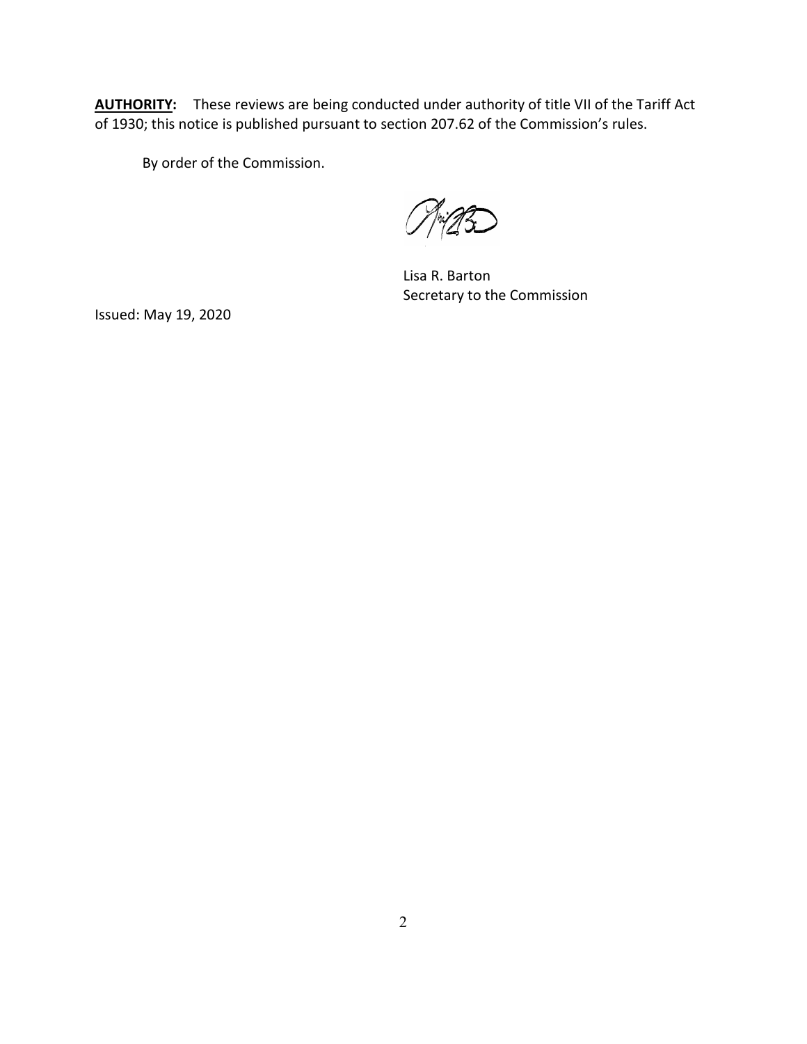**AUTHORITY:** These reviews are being conducted under authority of title VII of the Tariff Act of 1930; this notice is published pursuant to section 207.62 of the Commission's rules.

By order of the Commission.

Lisa R. Barton
Secretary to the Commission

Issued: May 19, 2020